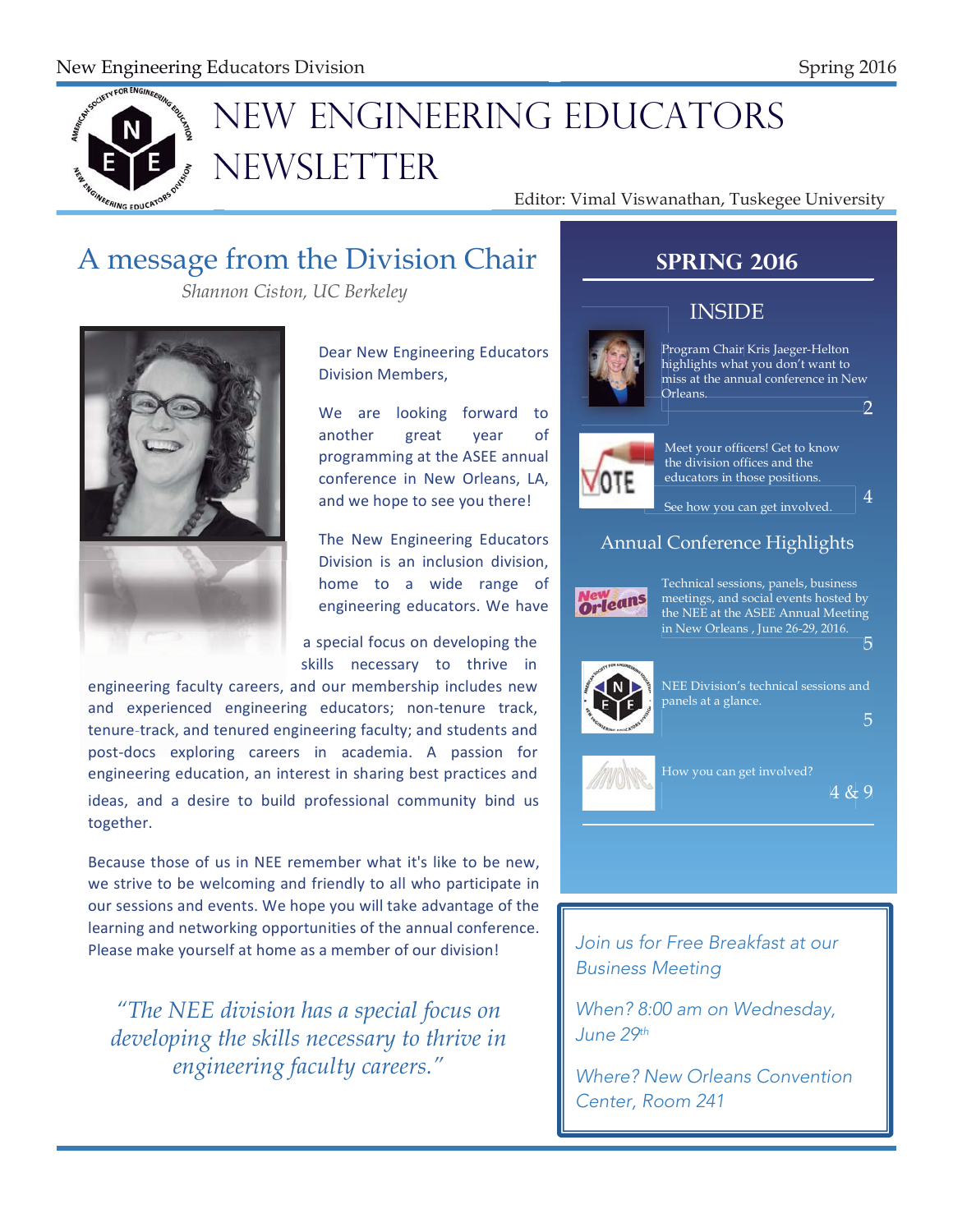# NEW ENGINEERING EDUCATORS NEWSLETTER

Editor: Vimal Viswanathan, Tuskegee University

## A message from the Division Chair

*Shannon Ciston, UC Berkeley*

Dear New Engineering Educators Division Members,

We are looking forward to another great year of programming at the ASEE annual conference in New Orleans, LA, and we hope to see you there!

The New Engineering Educators Division is an inclusion division, home to a wide range of engineering educators. We have a special focus on developing the skills necessary to thrive in engineering faculty careers, and our membership includes new and experienced engineering educators; non-tenure track, tenure-track, and tenured engineering faculty; and students and post-docs exploring careers in academia. A passion for engineering education, an interest in sharing best practices and ideas, and a desire to build professional community bind us together.

Because those of us in NEE remember what it's like to be new, we strive to be welcoming and friendly to all who participate in our sessions and events. We hope you will take advantage of the learning and networking opportunities of the annual conference. Please make yourself at home as a member of our division!

> *"The NEE division has a special focus on developing the skills necessary to thrive in engineering faculty careers."*

## SPRING 2016

### INSIDE

Program Chair Kris Jaeger-Helton highlights what you don't want to miss at the annual conference in New Orleans. — 2

Meet your officers! Get to know the division offices and the educators in those positions. See how you can get involved. — 4

### Annual Conference Highlights

Technical sessions, panels, business meetings, and social events hosted by the NEE at the ASEE Annual Meeting in New Orleans , June 26-29, 2016. — 5

NEE Division's technical sessions and panels at a glance. — 5

How you can get involved? — 4 & 9

---

*Join us for Free Breakfast at our Business Meeting*

*When? 8:00 am on Wednesday, June 29th*

*Where? New Orleans Convention Center, Room 241*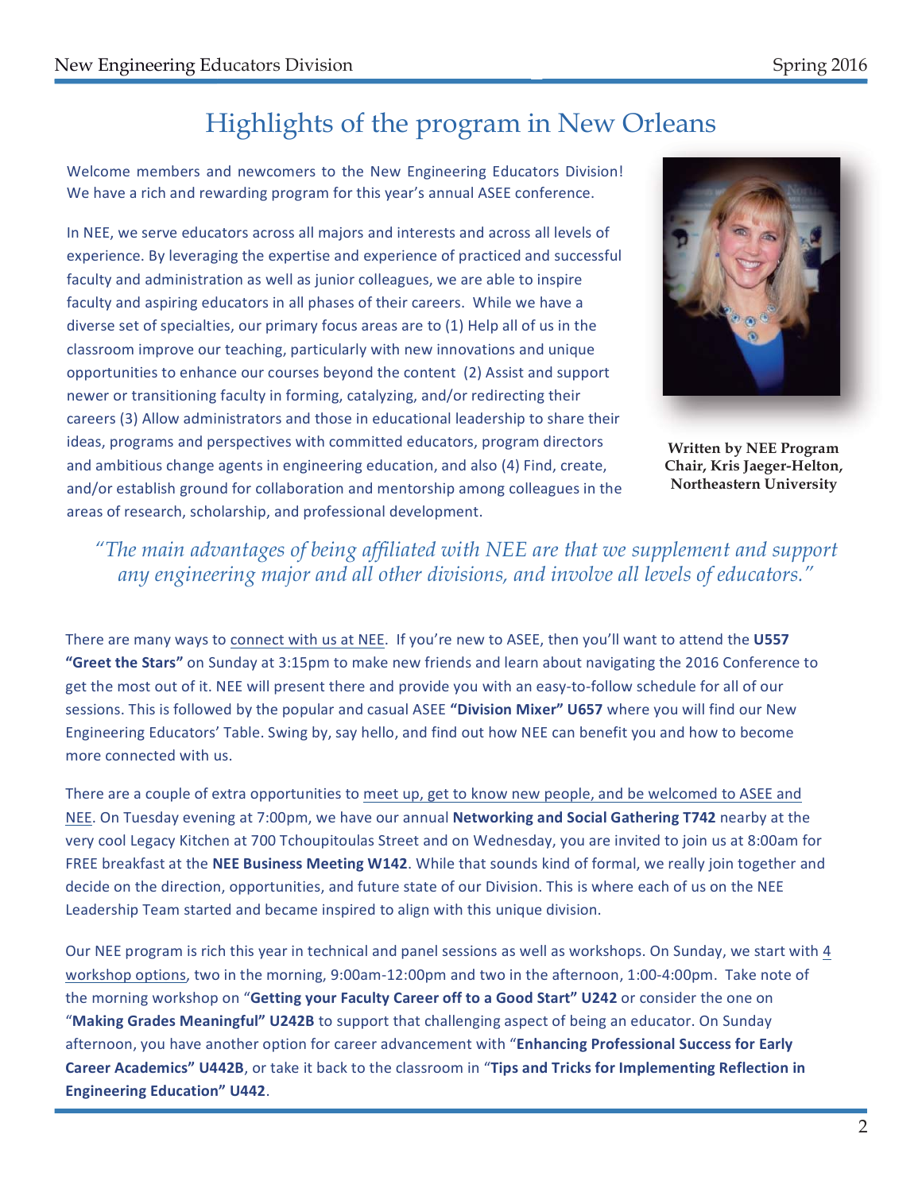# Highlights of the program in New Orleans

Welcome members and newcomers to the New Engineering Educators Division! We have a rich and rewarding program for this year's annual ASEE conference.

In NEE, we serve educators across all majors and interests and across all levels of experience. By leveraging the expertise and experience of practiced and successful faculty and administration as well as junior colleagues, we are able to inspire faculty and aspiring educators in all phases of their careers. While we have a diverse set of specialties, our primary focus areas are to (1) Help all of us in the classroom improve our teaching, particularly with new innovations and unique opportunities to enhance our courses beyond the content (2) Assist and support newer or transitioning faculty in forming, catalyzing, and/or redirecting their careers (3) Allow administrators and those in educational leadership to share their ideas, programs and perspectives with committed educators, program directors and ambitious change agents in engineering education, and also (4) Find, create, and/or establish ground for collaboration and mentorship among colleagues in the areas of research, scholarship, and professional development.

**Written by NEE Program Chair, Kris Jaeger-Helton, Northeastern University**

*"The main advantages of being affiliated with NEE are that we supplement and support any engineering major and all other divisions, and involve all levels of educators."*

There are many ways to connect with us at NEE. If you're new to ASEE, then you'll want to attend the **U557 "Greet the Stars"** on Sunday at 3:15pm to make new friends and learn about navigating the 2016 Conference to get the most out of it. NEE will present there and provide you with an easy-to-follow schedule for all of our sessions. This is followed by the popular and casual ASEE **"Division Mixer" U657** where you will find our New Engineering Educators' Table. Swing by, say hello, and find out how NEE can benefit you and how to become more connected with us.

There are a couple of extra opportunities to meet up, get to know new people, and be welcomed to ASEE and NEE. On Tuesday evening at 7:00pm, we have our annual **Networking and Social Gathering T742** nearby at the very cool Legacy Kitchen at 700 Tchoupitoulas Street and on Wednesday, you are invited to join us at 8:00am for FREE breakfast at the **NEE Business Meeting W142**. While that sounds kind of formal, we really join together and decide on the direction, opportunities, and future state of our Division. This is where each of us on the NEE Leadership Team started and became inspired to align with this unique division.

Our NEE program is rich this year in technical and panel sessions as well as workshops. On Sunday, we start with 4 workshop options, two in the morning, 9:00am-12:00pm and two in the afternoon, 1:00-4:00pm. Take note of the morning workshop on "**Getting your Faculty Career off to a Good Start" U242** or consider the one on "**Making Grades Meaningful" U242B** to support that challenging aspect of being an educator. On Sunday afternoon, you have another option for career advancement with "**Enhancing Professional Success for Early Career Academics" U442B**, or take it back to the classroom in "**Tips and Tricks for Implementing Reflection in Engineering Education" U442**.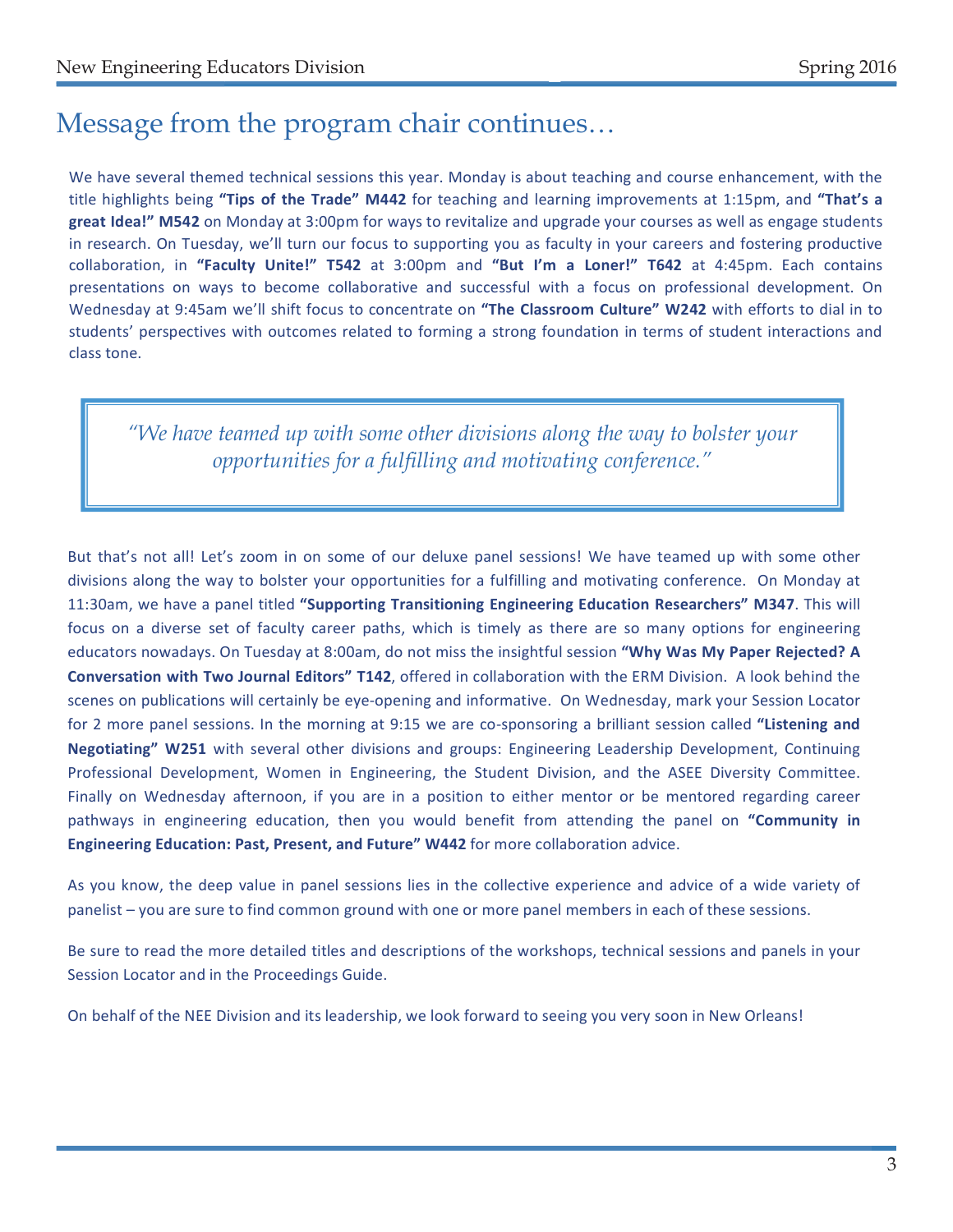# Message from the program chair continues…

We have several themed technical sessions this year. Monday is about teaching and course enhancement, with the title highlights being **"Tips of the Trade" M442** for teaching and learning improvements at 1:15pm, and **"That's a great Idea!" M542** on Monday at 3:00pm for ways to revitalize and upgrade your courses as well as engage students in research. On Tuesday, we'll turn our focus to supporting you as faculty in your careers and fostering productive collaboration, in **"Faculty Unite!" T542** at 3:00pm and **"But I'm a Loner!" T642** at 4:45pm. Each contains presentations on ways to become collaborative and successful with a focus on professional development. On Wednesday at 9:45am we'll shift focus to concentrate on **"The Classroom Culture" W242** with efforts to dial in to students' perspectives with outcomes related to forming a strong foundation in terms of student interactions and class tone.

> *"We have teamed up with some other divisions along the way to bolster your opportunities for a fulfilling and motivating conference."*

But that's not all! Let's zoom in on some of our deluxe panel sessions! We have teamed up with some other divisions along the way to bolster your opportunities for a fulfilling and motivating conference. On Monday at 11:30am, we have a panel titled **"Supporting Transitioning Engineering Education Researchers" M347**. This will focus on a diverse set of faculty career paths, which is timely as there are so many options for engineering educators nowadays. On Tuesday at 8:00am, do not miss the insightful session **"Why Was My Paper Rejected? A Conversation with Two Journal Editors" T142**, offered in collaboration with the ERM Division. A look behind the scenes on publications will certainly be eye-opening and informative. On Wednesday, mark your Session Locator for 2 more panel sessions. In the morning at 9:15 we are co-sponsoring a brilliant session called **"Listening and Negotiating" W251** with several other divisions and groups: Engineering Leadership Development, Continuing Professional Development, Women in Engineering, the Student Division, and the ASEE Diversity Committee. Finally on Wednesday afternoon, if you are in a position to either mentor or be mentored regarding career pathways in engineering education, then you would benefit from attending the panel on **"Community in Engineering Education: Past, Present, and Future" W442** for more collaboration advice.

As you know, the deep value in panel sessions lies in the collective experience and advice of a wide variety of panelist – you are sure to find common ground with one or more panel members in each of these sessions.

Be sure to read the more detailed titles and descriptions of the workshops, technical sessions and panels in your Session Locator and in the Proceedings Guide.

On behalf of the NEE Division and its leadership, we look forward to seeing you very soon in New Orleans!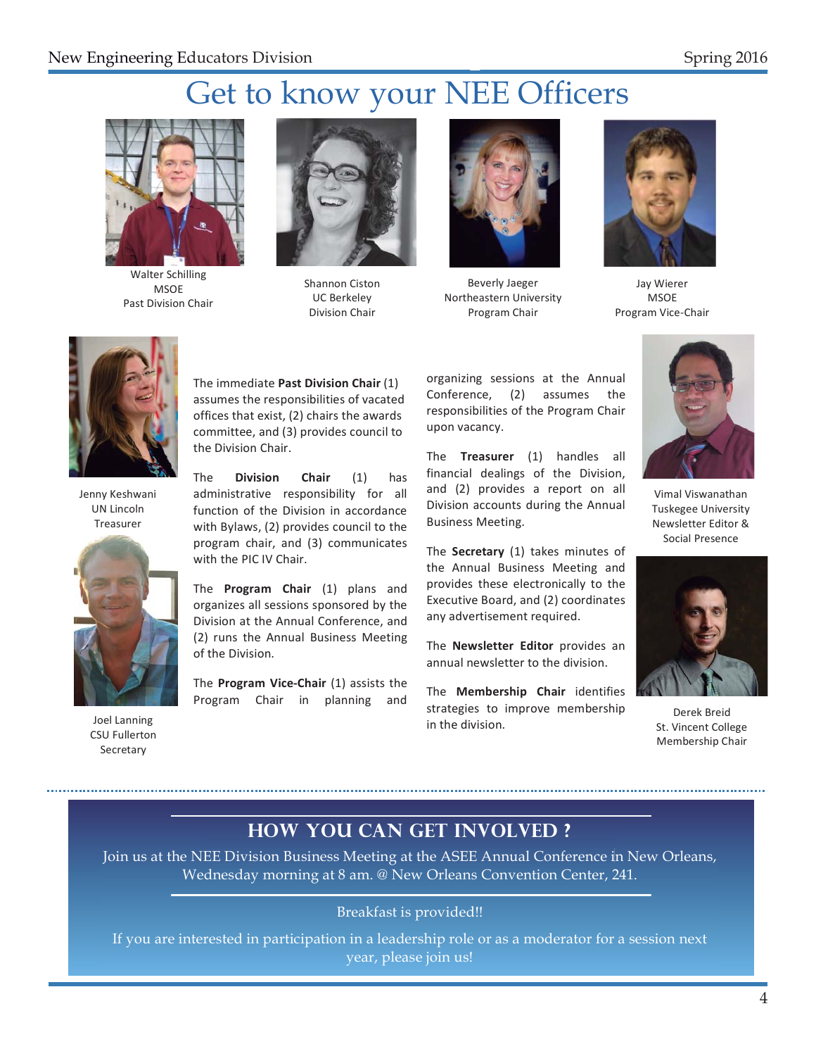# Get to know your NEE Officers

Walter Schilling
MSOE
Past Division Chair

Shannon Ciston
UC Berkeley
Division Chair

Beverly Jaeger
Northeastern University
Program Chair

Jay Wierer
MSOE
Program Vice-Chair

Jenny Keshwani
UN Lincoln
Treasurer

Joel Lanning
CSU Fullerton
Secretary

The immediate **Past Division Chair** (1) assumes the responsibilities of vacated offices that exist, (2) chairs the awards committee, and (3) provides council to the Division Chair.

The **Division Chair** (1) has administrative responsibility for all function of the Division in accordance with Bylaws, (2) provides council to the program chair, and (3) communicates with the PIC IV Chair.

The **Program Chair** (1) plans and organizes all sessions sponsored by the Division at the Annual Conference, and (2) runs the Annual Business Meeting of the Division.

The **Program Vice-Chair** (1) assists the Program Chair in planning and organizing sessions at the Annual Conference, (2) assumes the responsibilities of the Program Chair upon vacancy.

The **Treasurer** (1) handles all financial dealings of the Division, and (2) provides a report on all Division accounts during the Annual Business Meeting.

The **Secretary** (1) takes minutes of the Annual Business Meeting and provides these electronically to the Executive Board, and (2) coordinates any advertisement required.

The **Newsletter Editor** provides an annual newsletter to the division.

The **Membership Chair** identifies strategies to improve membership in the division.

Vimal Viswanathan
Tuskegee University
Newsletter Editor & Social Presence

Derek Breid
St. Vincent College
Membership Chair

## HOW YOU CAN GET INVOLVED ?

Join us at the NEE Division Business Meeting at the ASEE Annual Conference in New Orleans, Wednesday morning at 8 am. @ New Orleans Convention Center, 241.

Breakfast is provided!!

If you are interested in participation in a leadership role or as a moderator for a session next year, please join us!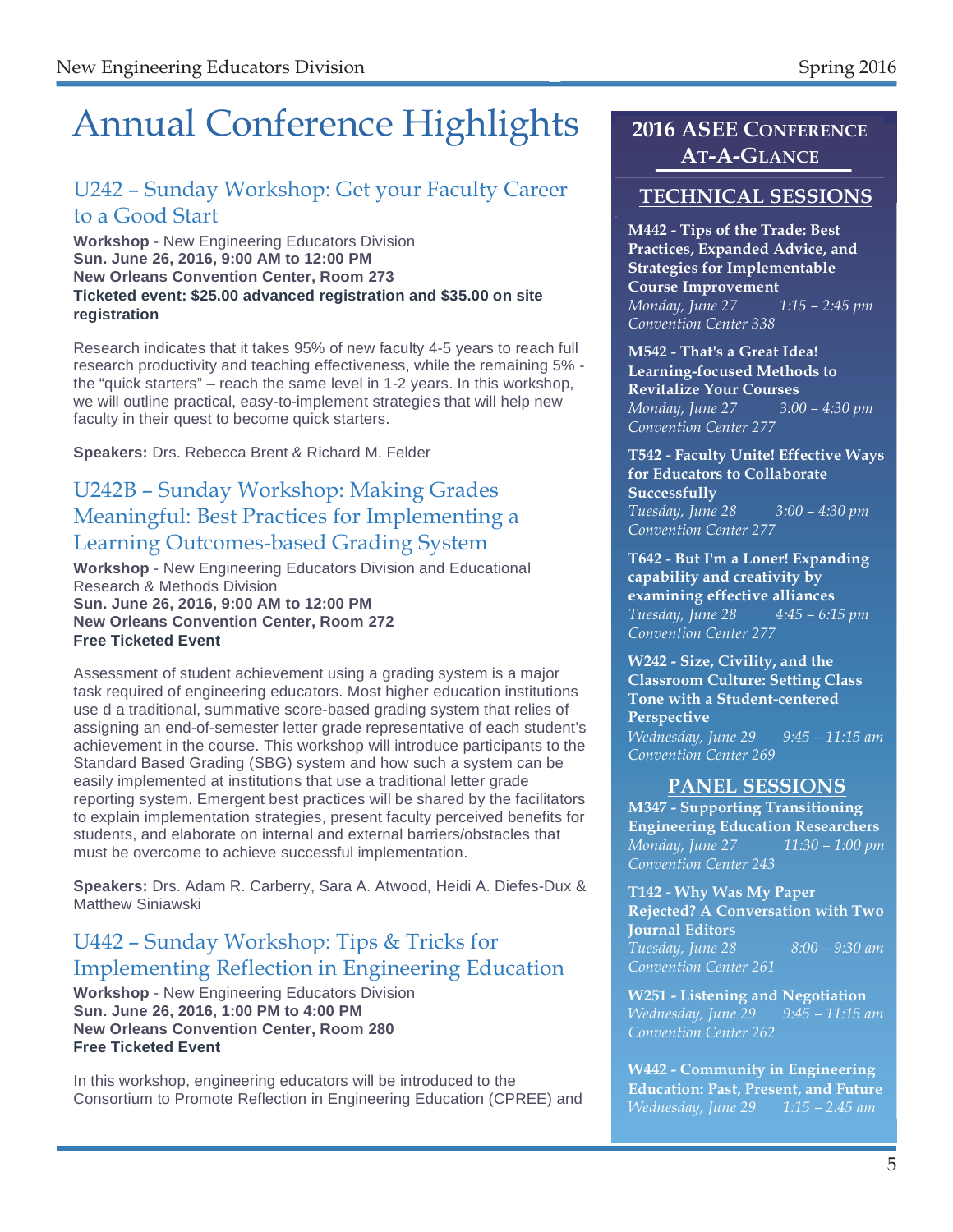# Annual Conference Highlights

## U242 – Sunday Workshop: Get your Faculty Career to a Good Start

**Workshop** - New Engineering Educators Division
**Sun. June 26, 2016, 9:00 AM to 12:00 PM**
**New Orleans Convention Center, Room 273**
**Ticketed event: $25.00 advanced registration and $35.00 on site registration**

Research indicates that it takes 95% of new faculty 4-5 years to reach full research productivity and teaching effectiveness, while the remaining 5% - the "quick starters" – reach the same level in 1-2 years. In this workshop, we will outline practical, easy-to-implement strategies that will help new faculty in their quest to become quick starters.

**Speakers:** Drs. Rebecca Brent & Richard M. Felder

## U242B – Sunday Workshop: Making Grades Meaningful: Best Practices for Implementing a Learning Outcomes-based Grading System

**Workshop** - New Engineering Educators Division and Educational Research & Methods Division
**Sun. June 26, 2016, 9:00 AM to 12:00 PM**
**New Orleans Convention Center, Room 272**
**Free Ticketed Event**

Assessment of student achievement using a grading system is a major task required of engineering educators. Most higher education institutions use d a traditional, summative score-based grading system that relies of assigning an end-of-semester letter grade representative of each student's achievement in the course. This workshop will introduce participants to the Standard Based Grading (SBG) system and how such a system can be easily implemented at institutions that use a traditional letter grade reporting system. Emergent best practices will be shared by the facilitators to explain implementation strategies, present faculty perceived benefits for students, and elaborate on internal and external barriers/obstacles that must be overcome to achieve successful implementation.

**Speakers:** Drs. Adam R. Carberry, Sara A. Atwood, Heidi A. Diefes-Dux & Matthew Siniawski

## U442 – Sunday Workshop: Tips & Tricks for Implementing Reflection in Engineering Education

**Workshop** - New Engineering Educators Division
**Sun. June 26, 2016, 1:00 PM to 4:00 PM**
**New Orleans Convention Center, Room 280**
**Free Ticketed Event**

In this workshop, engineering educators will be introduced to the Consortium to Promote Reflection in Engineering Education (CPREE) and

## 2016 ASEE Conference At-A-Glance

### TECHNICAL SESSIONS

**M442 - Tips of the Trade: Best Practices, Expanded Advice, and Strategies for Implementable Course Improvement**
*Monday, June 27 1:15 – 2:45 pm*
*Convention Center 338*

**M542 - That's a Great Idea! Learning-focused Methods to Revitalize Your Courses**
*Monday, June 27 3:00 – 4:30 pm*
*Convention Center 277*

**T542 - Faculty Unite! Effective Ways for Educators to Collaborate Successfully**
*Tuesday, June 28 3:00 – 4:30 pm*
*Convention Center 277*

**T642 - But I'm a Loner! Expanding capability and creativity by examining effective alliances**
*Tuesday, June 28 4:45 – 6:15 pm*
*Convention Center 277*

**W242 - Size, Civility, and the Classroom Culture: Setting Class Tone with a Student-centered Perspective**
*Wednesday, June 29 9:45 – 11:15 am*
*Convention Center 269*

### PANEL SESSIONS

**M347 - Supporting Transitioning Engineering Education Researchers**
*Monday, June 27 11:30 – 1:00 pm*
*Convention Center 243*

**T142 - Why Was My Paper Rejected? A Conversation with Two Journal Editors**
*Tuesday, June 28 8:00 – 9:30 am*
*Convention Center 261*

**W251 - Listening and Negotiation**
*Wednesday, June 29 9:45 – 11:15 am*
*Convention Center 262*

**W442 - Community in Engineering Education: Past, Present, and Future**
*Wednesday, June 29 1:15 – 2:45 am*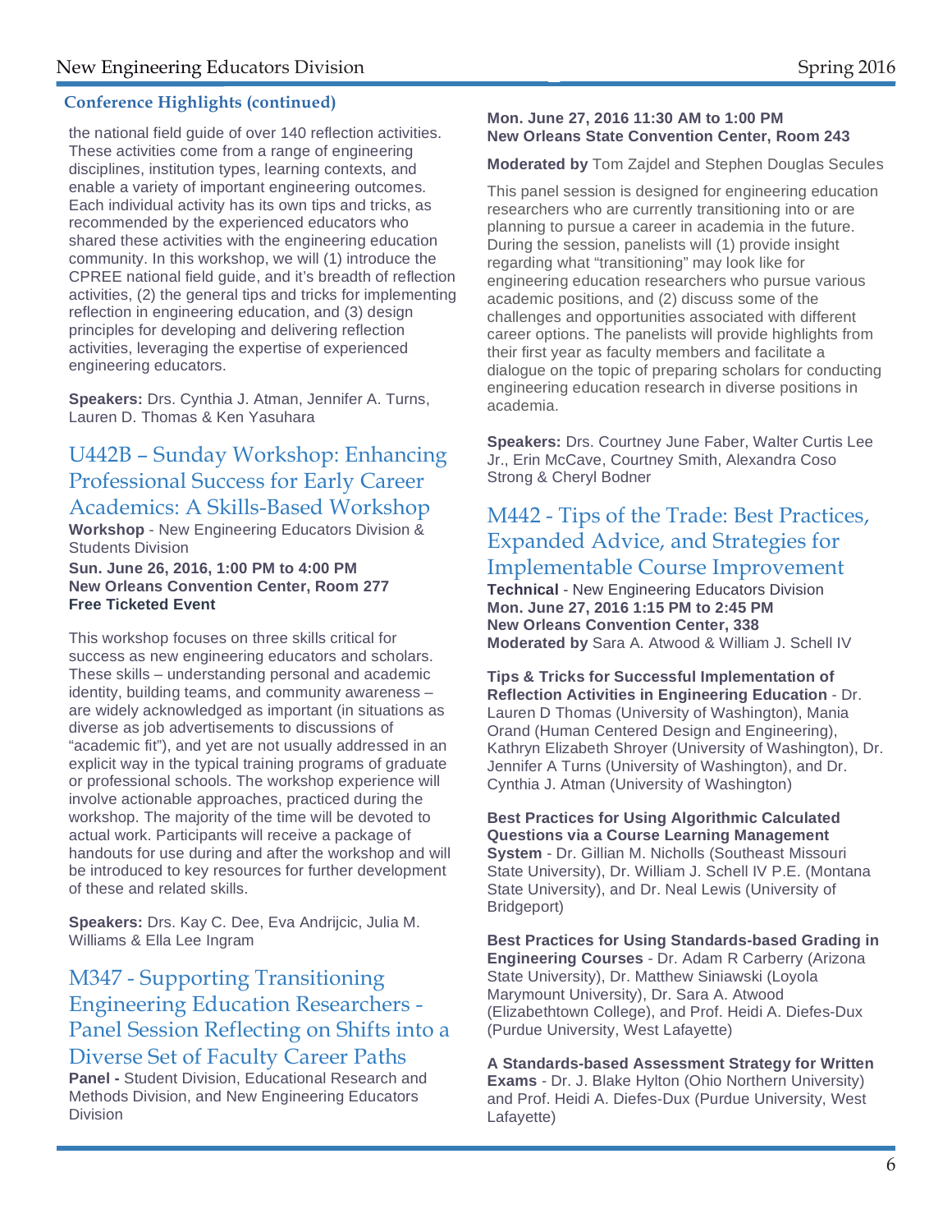## Conference Highlights (continued)

the national field guide of over 140 reflection activities. These activities come from a range of engineering disciplines, institution types, learning contexts, and enable a variety of important engineering outcomes. Each individual activity has its own tips and tricks, as recommended by the experienced educators who shared these activities with the engineering education community. In this workshop, we will (1) introduce the CPREE national field guide, and it's breadth of reflection activities, (2) the general tips and tricks for implementing reflection in engineering education, and (3) design principles for developing and delivering reflection activities, leveraging the expertise of experienced engineering educators.

**Speakers:** Drs. Cynthia J. Atman, Jennifer A. Turns, Lauren D. Thomas & Ken Yasuhara

## U442B – Sunday Workshop: Enhancing Professional Success for Early Career Academics: A Skills-Based Workshop

**Workshop** - New Engineering Educators Division & Students Division

**Sun. June 26, 2016, 1:00 PM to 4:00 PM**
**New Orleans Convention Center, Room 277**
**Free Ticketed Event**

This workshop focuses on three skills critical for success as new engineering educators and scholars. These skills – understanding personal and academic identity, building teams, and community awareness – are widely acknowledged as important (in situations as diverse as job advertisements to discussions of "academic fit"), and yet are not usually addressed in an explicit way in the typical training programs of graduate or professional schools. The workshop experience will involve actionable approaches, practiced during the workshop. The majority of the time will be devoted to actual work. Participants will receive a package of handouts for use during and after the workshop and will be introduced to key resources for further development of these and related skills.

**Speakers:** Drs. Kay C. Dee, Eva Andrijcic, Julia M. Williams & Ella Lee Ingram

## M347 - Supporting Transitioning Engineering Education Researchers - Panel Session Reflecting on Shifts into a Diverse Set of Faculty Career Paths

**Panel -** Student Division, Educational Research and Methods Division, and New Engineering Educators Division

**Mon. June 27, 2016 11:30 AM to 1:00 PM**
**New Orleans State Convention Center, Room 243**

**Moderated by** Tom Zajdel and Stephen Douglas Secules

This panel session is designed for engineering education researchers who are currently transitioning into or are planning to pursue a career in academia in the future. During the session, panelists will (1) provide insight regarding what "transitioning" may look like for engineering education researchers who pursue various academic positions, and (2) discuss some of the challenges and opportunities associated with different career options. The panelists will provide highlights from their first year as faculty members and facilitate a dialogue on the topic of preparing scholars for conducting engineering education research in diverse positions in academia.

**Speakers:** Drs. Courtney June Faber, Walter Curtis Lee Jr., Erin McCave, Courtney Smith, Alexandra Coso Strong & Cheryl Bodner

## M442 - Tips of the Trade: Best Practices, Expanded Advice, and Strategies for Implementable Course Improvement

**Technical** - New Engineering Educators Division
**Mon. June 27, 2016 1:15 PM to 2:45 PM**
**New Orleans Convention Center, 338**
**Moderated by** Sara A. Atwood & William J. Schell IV

**Tips & Tricks for Successful Implementation of Reflection Activities in Engineering Education** - Dr. Lauren D Thomas (University of Washington), Mania Orand (Human Centered Design and Engineering), Kathryn Elizabeth Shroyer (University of Washington), Dr. Jennifer A Turns (University of Washington), and Dr. Cynthia J. Atman (University of Washington)

**Best Practices for Using Algorithmic Calculated Questions via a Course Learning Management System** - Dr. Gillian M. Nicholls (Southeast Missouri State University), Dr. William J. Schell IV P.E. (Montana State University), and Dr. Neal Lewis (University of Bridgeport)

**Best Practices for Using Standards-based Grading in Engineering Courses** - Dr. Adam R Carberry (Arizona State University), Dr. Matthew Siniawski (Loyola Marymount University), Dr. Sara A. Atwood (Elizabethtown College), and Prof. Heidi A. Diefes-Dux (Purdue University, West Lafayette)

**A Standards-based Assessment Strategy for Written Exams** - Dr. J. Blake Hylton (Ohio Northern University) and Prof. Heidi A. Diefes-Dux (Purdue University, West Lafayette)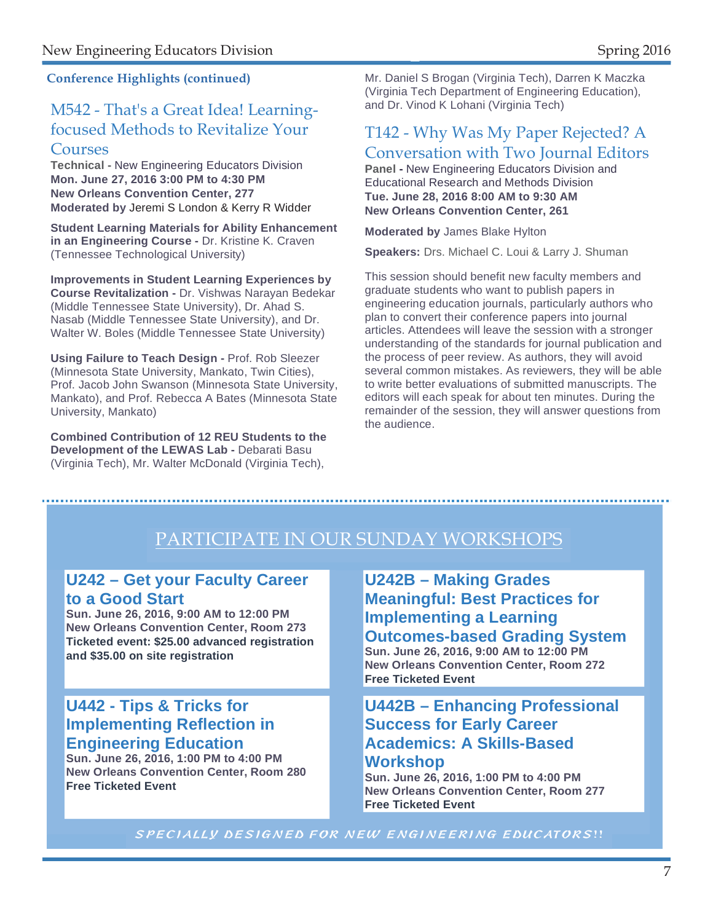**Conference Highlights (continued)**

## M542 - That's a Great Idea! Learning-focused Methods to Revitalize Your Courses

**Technical -** New Engineering Educators Division
**Mon. June 27, 2016 3:00 PM to 4:30 PM**
**New Orleans Convention Center, 277**
**Moderated by** Jeremi S London & Kerry R Widder

**Student Learning Materials for Ability Enhancement in an Engineering Course -** Dr. Kristine K. Craven (Tennessee Technological University)

**Improvements in Student Learning Experiences by Course Revitalization -** Dr. Vishwas Narayan Bedekar (Middle Tennessee State University), Dr. Ahad S. Nasab (Middle Tennessee State University), and Dr. Walter W. Boles (Middle Tennessee State University)

**Using Failure to Teach Design -** Prof. Rob Sleezer (Minnesota State University, Mankato, Twin Cities), Prof. Jacob John Swanson (Minnesota State University, Mankato), and Prof. Rebecca A Bates (Minnesota State University, Mankato)

**Combined Contribution of 12 REU Students to the Development of the LEWAS Lab -** Debarati Basu (Virginia Tech), Mr. Walter McDonald (Virginia Tech), Mr. Daniel S Brogan (Virginia Tech), Darren K Maczka (Virginia Tech Department of Engineering Education), and Dr. Vinod K Lohani (Virginia Tech)

## T142 - Why Was My Paper Rejected? A Conversation with Two Journal Editors

**Panel -** New Engineering Educators Division and Educational Research and Methods Division
**Tue. June 28, 2016 8:00 AM to 9:30 AM**
**New Orleans Convention Center, 261**

**Moderated by** James Blake Hylton

**Speakers:** Drs. Michael C. Loui & Larry J. Shuman

This session should benefit new faculty members and graduate students who want to publish papers in engineering education journals, particularly authors who plan to convert their conference papers into journal articles. Attendees will leave the session with a stronger understanding of the standards for journal publication and the process of peer review. As authors, they will avoid several common mistakes. As reviewers, they will be able to write better evaluations of submitted manuscripts. The editors will each speak for about ten minutes. During the remainder of the session, they will answer questions from the audience.

# PARTICIPATE IN OUR SUNDAY WORKSHOPS

### U242 – Get your Faculty Career to a Good Start

**Sun. June 26, 2016, 9:00 AM to 12:00 PM**
**New Orleans Convention Center, Room 273**
**Ticketed event: $25.00 advanced registration and $35.00 on site registration**

### U242B – Making Grades Meaningful: Best Practices for Implementing a Learning Outcomes-based Grading System

**Sun. June 26, 2016, 9:00 AM to 12:00 PM**
**New Orleans Convention Center, Room 272**
**Free Ticketed Event**

### U442 - Tips & Tricks for Implementing Reflection in Engineering Education

**Sun. June 26, 2016, 1:00 PM to 4:00 PM**
**New Orleans Convention Center, Room 280**
**Free Ticketed Event**

### U442B – Enhancing Professional Success for Early Career Academics: A Skills-Based Workshop

**Sun. June 26, 2016, 1:00 PM to 4:00 PM**
**New Orleans Convention Center, Room 277**
**Free Ticketed Event**

*SPECIALLY DESIGNED FOR NEW ENGINEERING EDUCATORS!!*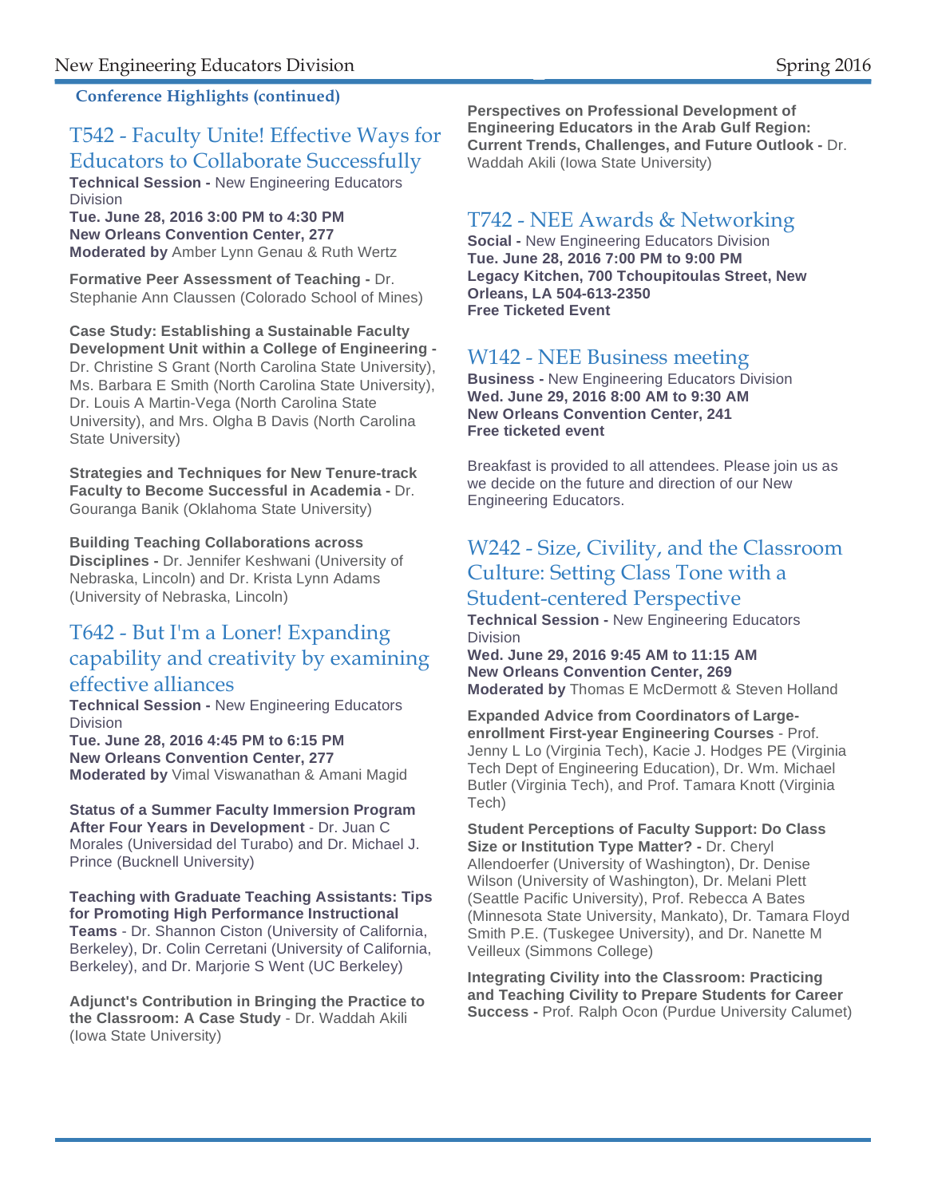**Conference Highlights (continued)**

## T542 - Faculty Unite! Effective Ways for Educators to Collaborate Successfully

**Technical Session -** New Engineering Educators Division
**Tue. June 28, 2016 3:00 PM to 4:30 PM**
**New Orleans Convention Center, 277**
**Moderated by** Amber Lynn Genau & Ruth Wertz

**Formative Peer Assessment of Teaching -** Dr. Stephanie Ann Claussen (Colorado School of Mines)

**Case Study: Establishing a Sustainable Faculty Development Unit within a College of Engineering -** Dr. Christine S Grant (North Carolina State University), Ms. Barbara E Smith (North Carolina State University), Dr. Louis A Martin-Vega (North Carolina State University), and Mrs. Olgha B Davis (North Carolina State University)

**Strategies and Techniques for New Tenure-track Faculty to Become Successful in Academia -** Dr. Gouranga Banik (Oklahoma State University)

**Building Teaching Collaborations across Disciplines -** Dr. Jennifer Keshwani (University of Nebraska, Lincoln) and Dr. Krista Lynn Adams (University of Nebraska, Lincoln)

## T642 - But I'm a Loner! Expanding capability and creativity by examining effective alliances

**Technical Session -** New Engineering Educators Division
**Tue. June 28, 2016 4:45 PM to 6:15 PM**
**New Orleans Convention Center, 277**
**Moderated by** Vimal Viswanathan & Amani Magid

**Status of a Summer Faculty Immersion Program After Four Years in Development** - Dr. Juan C Morales (Universidad del Turabo) and Dr. Michael J. Prince (Bucknell University)

**Teaching with Graduate Teaching Assistants: Tips for Promoting High Performance Instructional Teams** - Dr. Shannon Ciston (University of California, Berkeley), Dr. Colin Cerretani (University of California, Berkeley), and Dr. Marjorie S Went (UC Berkeley)

**Adjunct's Contribution in Bringing the Practice to the Classroom: A Case Study** - Dr. Waddah Akili (Iowa State University)

**Perspectives on Professional Development of Engineering Educators in the Arab Gulf Region: Current Trends, Challenges, and Future Outlook -** Dr. Waddah Akili (Iowa State University)

## T742 - NEE Awards & Networking

**Social -** New Engineering Educators Division
**Tue. June 28, 2016 7:00 PM to 9:00 PM**
**Legacy Kitchen, 700 Tchoupitoulas Street, New Orleans, LA 504-613-2350**
**Free Ticketed Event**

## W142 - NEE Business meeting

**Business -** New Engineering Educators Division
**Wed. June 29, 2016 8:00 AM to 9:30 AM**
**New Orleans Convention Center, 241**
**Free ticketed event**

Breakfast is provided to all attendees. Please join us as we decide on the future and direction of our New Engineering Educators.

## W242 - Size, Civility, and the Classroom Culture: Setting Class Tone with a Student-centered Perspective

**Technical Session -** New Engineering Educators Division
**Wed. June 29, 2016 9:45 AM to 11:15 AM**
**New Orleans Convention Center, 269**
**Moderated by** Thomas E McDermott & Steven Holland

**Expanded Advice from Coordinators of Large-enrollment First-year Engineering Courses** - Prof. Jenny L Lo (Virginia Tech), Kacie J. Hodges PE (Virginia Tech Dept of Engineering Education), Dr. Wm. Michael Butler (Virginia Tech), and Prof. Tamara Knott (Virginia Tech)

**Student Perceptions of Faculty Support: Do Class Size or Institution Type Matter? -** Dr. Cheryl Allendoerfer (University of Washington), Dr. Denise Wilson (University of Washington), Dr. Melani Plett (Seattle Pacific University), Prof. Rebecca A Bates (Minnesota State University, Mankato), Dr. Tamara Floyd Smith P.E. (Tuskegee University), and Dr. Nanette M Veilleux (Simmons College)

**Integrating Civility into the Classroom: Practicing and Teaching Civility to Prepare Students for Career Success -** Prof. Ralph Ocon (Purdue University Calumet)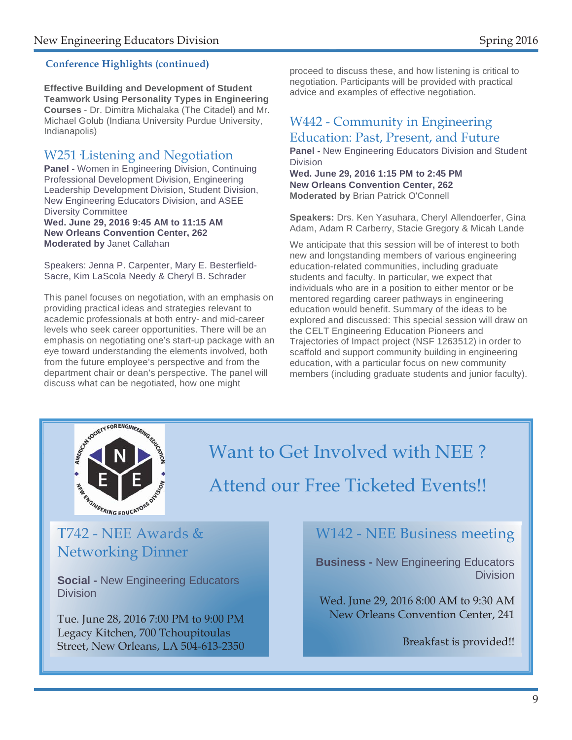## Conference Highlights (continued)

**Effective Building and Development of Student Teamwork Using Personality Types in Engineering Courses** - Dr. Dimitra Michalaka (The Citadel) and Mr. Michael Golub (Indiana University Purdue University, Indianapolis)

### W251 ·Listening and Negotiation

**Panel -** Women in Engineering Division, Continuing Professional Development Division, Engineering Leadership Development Division, Student Division, New Engineering Educators Division, and ASEE Diversity Committee
**Wed. June 29, 2016 9:45 AM to 11:15 AM**
**New Orleans Convention Center, 262**
**Moderated by** Janet Callahan

Speakers: Jenna P. Carpenter, Mary E. Besterfield-Sacre, Kim LaScola Needy & Cheryl B. Schrader

This panel focuses on negotiation, with an emphasis on providing practical ideas and strategies relevant to academic professionals at both entry- and mid-career levels who seek career opportunities. There will be an emphasis on negotiating one's start-up package with an eye toward understanding the elements involved, both from the future employee's perspective and from the department chair or dean's perspective. The panel will discuss what can be negotiated, how one might proceed to discuss these, and how listening is critical to negotiation. Participants will be provided with practical advice and examples of effective negotiation.

### W442 - Community in Engineering Education: Past, Present, and Future

**Panel -** New Engineering Educators Division and Student Division
**Wed. June 29, 2016 1:15 PM to 2:45 PM**
**New Orleans Convention Center, 262**
**Moderated by** Brian Patrick O'Connell

**Speakers:** Drs. Ken Yasuhara, Cheryl Allendoerfer, Gina Adam, Adam R Carberry, Stacie Gregory & Micah Lande

We anticipate that this session will be of interest to both new and longstanding members of various engineering education-related communities, including graduate students and faculty. In particular, we expect that individuals who are in a position to either mentor or be mentored regarding career pathways in engineering education would benefit. Summary of the ideas to be explored and discussed: This special session will draw on the CELT Engineering Education Pioneers and Trajectories of Impact project (NSF 1263512) in order to scaffold and support community building in engineering education, with a particular focus on new community members (including graduate students and junior faculty).

## Want to Get Involved with NEE ?

## Attend our Free Ticketed Events!!

### T742 - NEE Awards & Networking Dinner

**Social -** New Engineering Educators Division

Tue. June 28, 2016 7:00 PM to 9:00 PM
Legacy Kitchen, 700 Tchoupitoulas Street, New Orleans, LA 504-613-2350

### W142 - NEE Business meeting

**Business -** New Engineering Educators Division

Wed. June 29, 2016 8:00 AM to 9:30 AM
New Orleans Convention Center, 241

Breakfast is provided!!